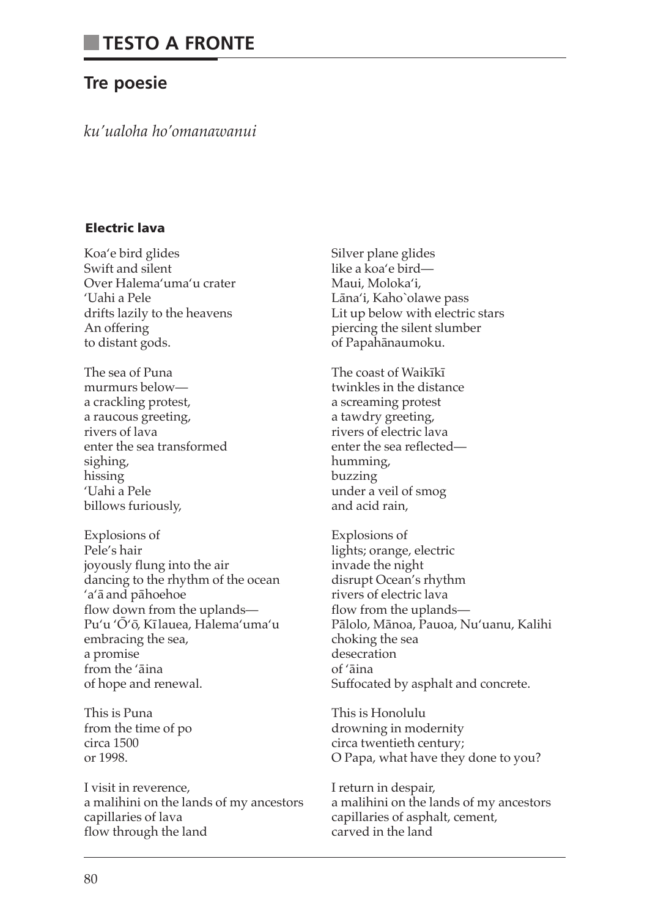## TESTO A FRONTE

## Tre poesie

*ku'ualoha ho'omanawanui*

### Electric lava

Koaʻe bird glides
Swift and silent
Over Halemaʻumaʻu crater
ʻUahi a Pele
drifts lazily to the heavens
An offering
to distant gods.

The sea of Puna
murmurs below—
a crackling protest,
a raucous greeting,
rivers of lava
enter the sea transformed
sighing,
hissing
ʻUahi a Pele
billows furiously,

Explosions of
Pele's hair
joyously flung into the air
dancing to the rhythm of the ocean
ʻaʻā and pāhoehoe
flow down from the uplands—
Puʻu ʻŌʻō, Kīlauea, Halemaʻumaʻu
embracing the sea,
a promise
from the ʻāina
of hope and renewal.

This is Puna
from the time of po
circa 1500
or 1998.

I visit in reverence,
a malihini on the lands of my ancestors
capillaries of lava
flow through the land

Silver plane glides
like a koaʻe bird—
Maui, Molokaʻi,
Lānaʻi, Kaho`olawe pass
Lit up below with electric stars
piercing the silent slumber
of Papahānaumoku.

The coast of Waikīkī
twinkles in the distance
a screaming protest
a tawdry greeting,
rivers of electric lava
enter the sea reflected—
humming,
buzzing
under a veil of smog
and acid rain,

Explosions of
lights; orange, electric
invade the night
disrupt Ocean's rhythm
rivers of electric lava
flow from the uplands—
Pālolo, Mānoa, Pauoa, Nuʻuanu, Kalihi
choking the sea
desecration
of ʻāina
Suffocated by asphalt and concrete.

This is Honolulu
drowning in modernity
circa twentieth century;
O Papa, what have they done to you?

I return in despair,
a malihini on the lands of my ancestors
capillaries of asphalt, cement,
carved in the land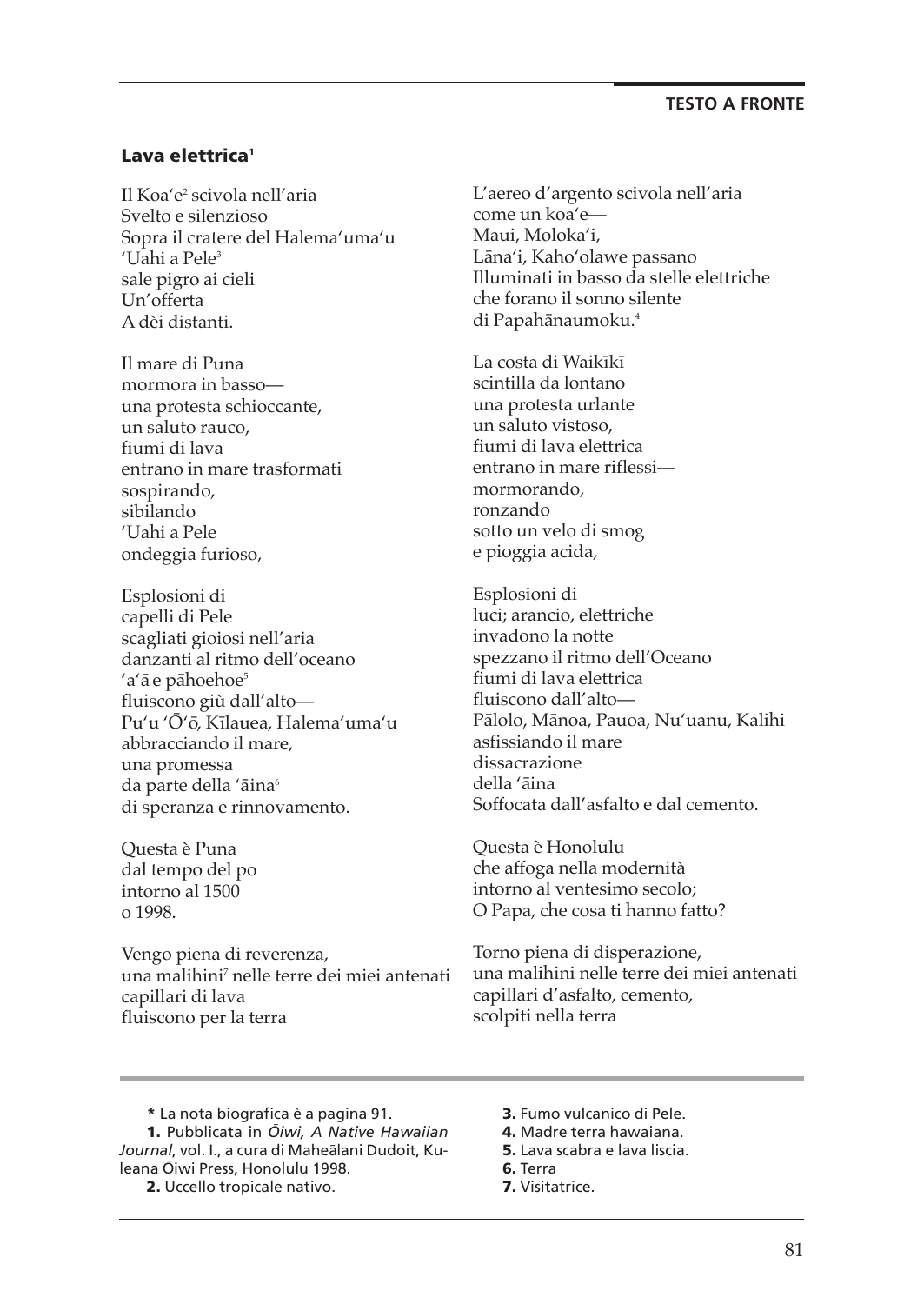## Lava elettrica[1]

Il Koa'e[2] scivola nell'aria
Svelto e silenzioso
Sopra il cratere del Halema'uma'u
'Uahi a Pele[3]
sale pigro ai cieli
Un'offerta
A dèi distanti.

Il mare di Puna
mormora in basso—
una protesta schioccante,
un saluto rauco,
fiumi di lava
entrano in mare trasformati
sospirando,
sibilando
'Uahi a Pele
ondeggia furioso,

Esplosioni di
capelli di Pele
scagliati gioiosi nell'aria
danzanti al ritmo dell'oceano
'a'ā e pāhoehoe[5]
fluiscono giù dall'alto—
Pu'u 'Ō'ō, Kīlauea, Halema'uma'u
abbracciando il mare,
una promessa
da parte della 'āina[6]
di speranza e rinnovamento.

Questa è Puna
dal tempo del po
intorno al 1500
o 1998.

Vengo piena di reverenza,
una malihini[7] nelle terre dei miei antenati
capillari di lava
fluiscono per la terra

L'aereo d'argento scivola nell'aria
come un koa'e—
Maui, Moloka'i,
Lāna'i, Kaho'olawe passano
Illuminati in basso da stelle elettriche
che forano il sonno silente
di Papahānaumoku.[4]

La costa di Waikīkī
scintilla da lontano
una protesta urlante
un saluto vistoso,
fiumi di lava elettrica
entrano in mare riflessi—
mormorando,
ronzando
sotto un velo di smog
e pioggia acida,

Esplosioni di
luci; arancio, elettriche
invadono la notte
spezzano il ritmo dell'Oceano
fiumi di lava elettrica
fluiscono dall'alto—
Pālolo, Mānoa, Pauoa, Nu'uanu, Kalihi
asfissiando il mare
dissacrazione
della 'āina
Soffocata dall'asfalto e dal cemento.

Questa è Honolulu
che affoga nella modernità
intorno al ventesimo secolo;
O Papa, che cosa ti hanno fatto?

Torno piena di disperazione,
una malihini nelle terre dei miei antenati
capillari d'asfalto, cemento,
scolpiti nella terra

---

**\*** La nota biografica è a pagina 91.

**1.** Pubblicata in *Ōiwi, A Native Hawaiian Journal*, vol. I., a cura di Maheālani Dudoit, Kuleana Ōiwi Press, Honolulu 1998.

**2.** Uccello tropicale nativo.

**3.** Fumo vulcanico di Pele.

**4.** Madre terra hawaiana.

**5.** Lava scabra e lava liscia.

**6.** Terra

**7.** Visitatrice.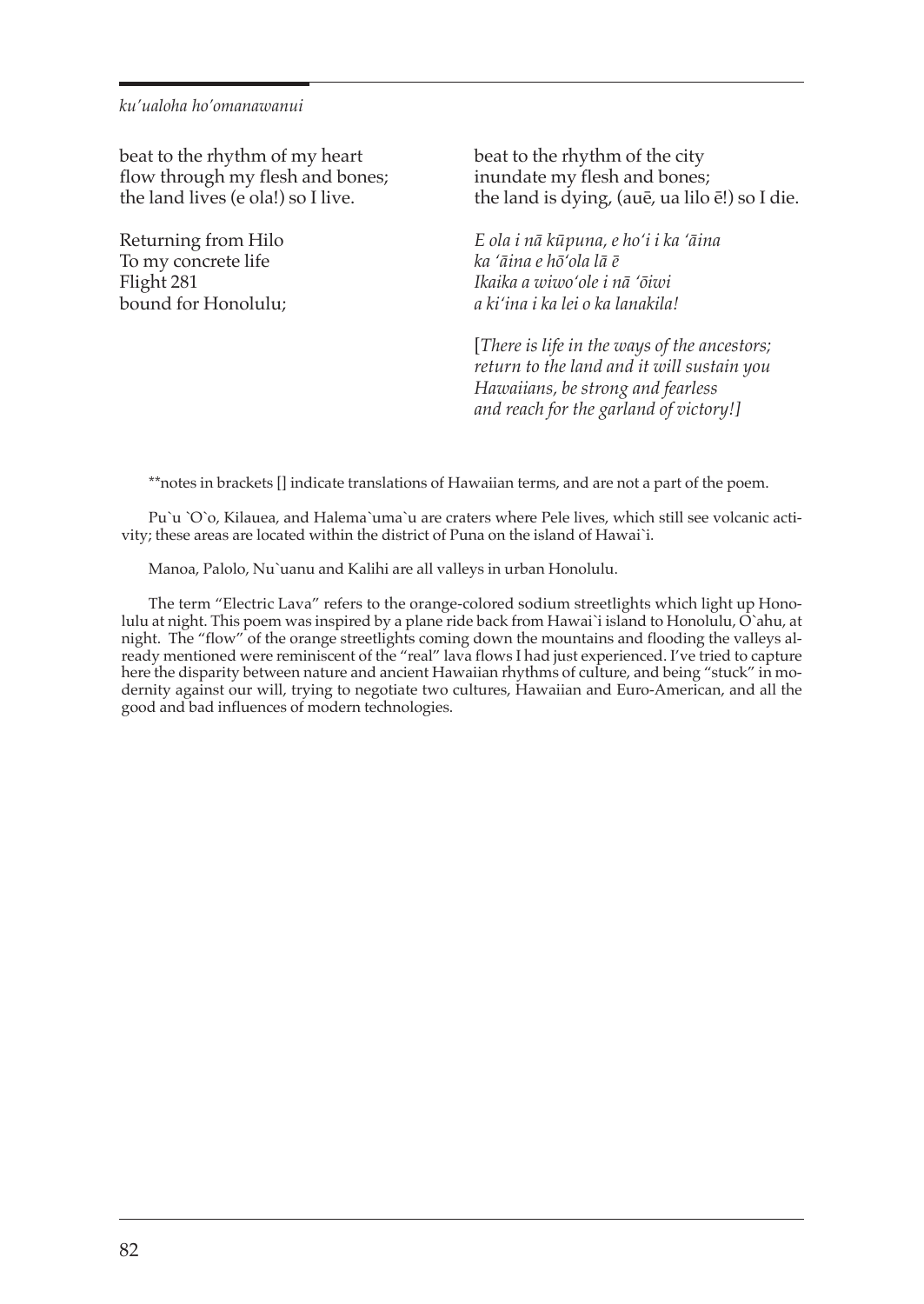beat to the rhythm of my heart
flow through my flesh and bones;
the land lives (e ola!) so I live.

Returning from Hilo
To my concrete life
Flight 281
bound for Honolulu;

beat to the rhythm of the city
inundate my flesh and bones;
the land is dying, (auē, ua lilo ē!) so I die.

*E ola i nā kūpuna, e ho'i i ka 'āina*
*ka 'āina e hō'ola lā ē*
*Ikaika a wiwo'ole i nā 'ōiwi*
*a ki'ina i ka lei o ka lanakila!*

[*There is life in the ways of the ancestors;*
*return to the land and it will sustain you*
*Hawaiians, be strong and fearless*
*and reach for the garland of victory!*]

**notes in brackets [] indicate translations of Hawaiian terms, and are not a part of the poem.

Pu`u `O`o, Kilauea, and Halema`uma`u are craters where Pele lives, which still see volcanic activity; these areas are located within the district of Puna on the island of Hawai`i.

Manoa, Palolo, Nu`uanu and Kalihi are all valleys in urban Honolulu.

The term "Electric Lava" refers to the orange-colored sodium streetlights which light up Honolulu at night. This poem was inspired by a plane ride back from Hawai`i island to Honolulu, O`ahu, at night. The "flow" of the orange streetlights coming down the mountains and flooding the valleys already mentioned were reminiscent of the "real" lava flows I had just experienced. I've tried to capture here the disparity between nature and ancient Hawaiian rhythms of culture, and being "stuck" in modernity against our will, trying to negotiate two cultures, Hawaiian and Euro-American, and all the good and bad influences of modern technologies.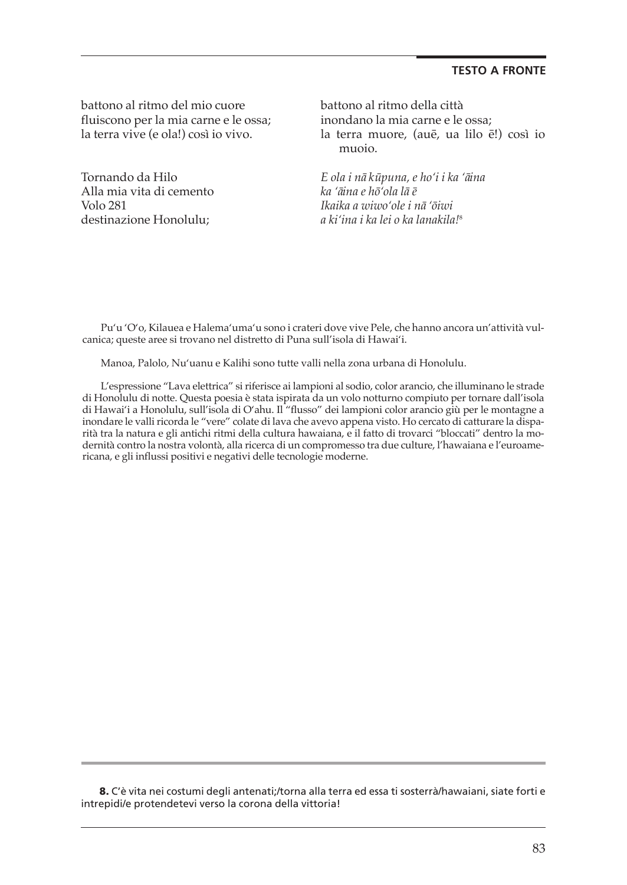battono al ritmo del mio cuore
fluiscono per la mia carne e le ossa;
la terra vive (e ola!) così io vivo.

battono al ritmo della città
inondano la mia carne e le ossa;
la terra muore, (auē, ua lilo ē!) così io muoio.

Tornando da Hilo
Alla mia vita di cemento
Volo 281
destinazione Honolulu;

*E ola i nā kūpuna, e hoʻi i ka ʻāina*
*ka ʻāina e hōʻola lā ē*
*Ikaika a wiwoʻole i nā ʻōiwi*
*a kiʻina i ka lei o ka lanakila!*[8]

Puʻu ʻOʻo, Kilauea e Halemaʻumaʻu sono i crateri dove vive Pele, che hanno ancora un'attività vulcanica; queste aree si trovano nel distretto di Puna sull'isola di Hawaiʻi.

Manoa, Palolo, Nuʻuanu e Kalihi sono tutte valli nella zona urbana di Honolulu.

L'espressione "Lava elettrica" si riferisce ai lampioni al sodio, color arancio, che illuminano le strade di Honolulu di notte. Questa poesia è stata ispirata da un volo notturno compiuto per tornare dall'isola di Hawaiʻi a Honolulu, sull'isola di Oʻahu. Il "flusso" dei lampioni color arancio giù per le montagne a inondare le valli ricorda le "vere" colate di lava che avevo appena visto. Ho cercato di catturare la disparità tra la natura e gli antichi ritmi della cultura hawaiana, e il fatto di trovarci "bloccati" dentro la modernità contro la nostra volontà, alla ricerca di un compromesso tra due culture, l'hawaiana e l'euroamericana, e gli influssi positivi e negativi delle tecnologie moderne.

---

**8.** C'è vita nei costumi degli antenati;/torna alla terra ed essa ti sosterrà/hawaiani, siate forti e intrepidi/e protendetevi verso la corona della vittoria!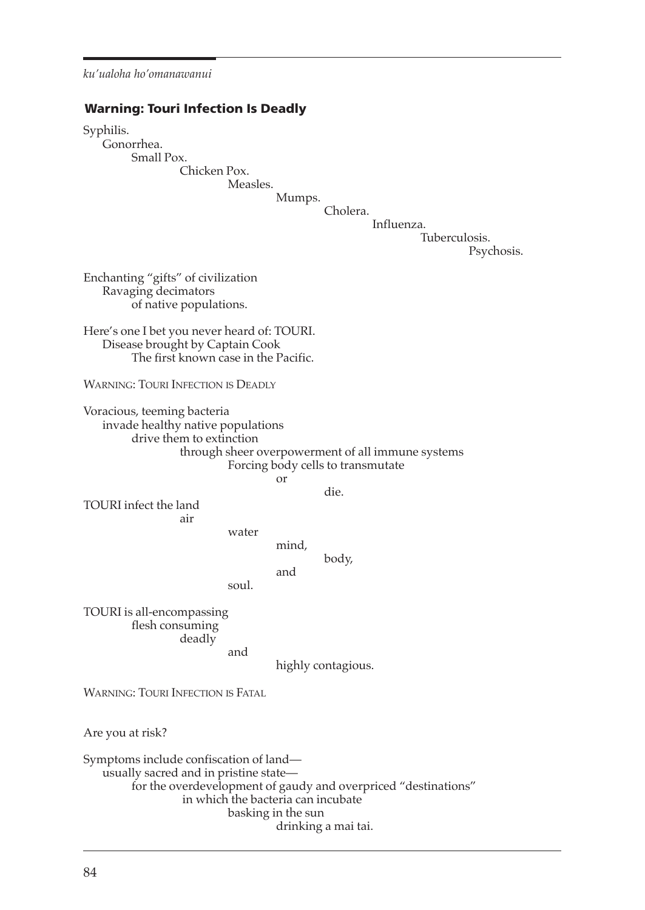## Warning: Touri Infection Is Deadly

Syphilis.
Gonorrhea.
Small Pox.
Chicken Pox.
Measles.
Mumps.
Cholera.
Influenza.
Tuberculosis.
Psychosis.

Enchanting "gifts" of civilization
Ravaging decimators
of native populations.

Here's one I bet you never heard of: TOURI.
Disease brought by Captain Cook
The first known case in the Pacific.

WARNING: TOURI INFECTION IS DEADLY

Voracious, teeming bacteria
invade healthy native populations
drive them to extinction
through sheer overpowerment of all immune systems
Forcing body cells to transmutate
or
die.

TOURI infect the land
air
water
mind,
body,
and
soul.

TOURI is all-encompassing
flesh consuming
deadly
and
highly contagious.

WARNING: TOURI INFECTION IS FATAL

Are you at risk?

Symptoms include confiscation of land—
usually sacred and in pristine state—
for the overdevelopment of gaudy and overpriced "destinations"
in which the bacteria can incubate
basking in the sun
drinking a mai tai.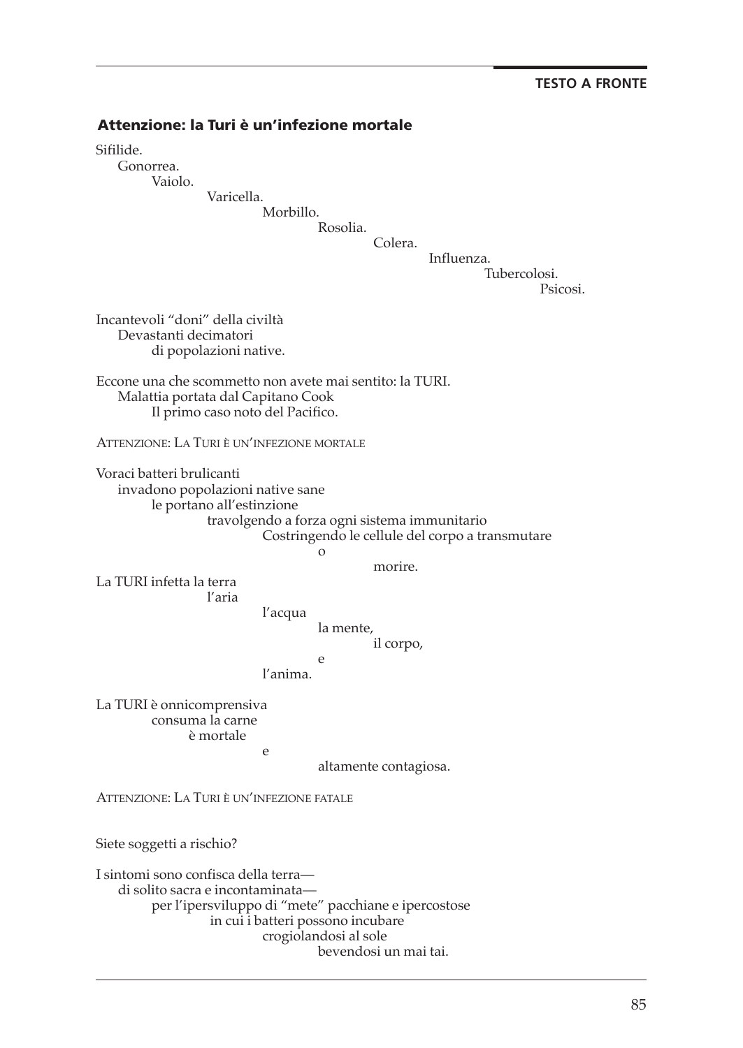## Attenzione: la Turi è un'infezione mortale

Sifilide.
Gonorrea.
Vaiolo.
Varicella.
Morbillo.
Rosolia.
Colera.
Influenza.
Tubercolosi.
Psicosi.

Incantevoli "doni" della civiltà
Devastanti decimatori
di popolazioni native.

Eccone una che scommetto non avete mai sentito: la TURI.
Malattia portata dal Capitano Cook
Il primo caso noto del Pacifico.

ATTENZIONE: LA TURI È UN'INFEZIONE MORTALE

Voraci batteri brulicanti
invadono popolazioni native sane
le portano all'estinzione
travolgendo a forza ogni sistema immunitario
Costringendo le cellule del corpo a transmutare
o
morire.
La TURI infetta la terra
l'aria
l'acqua
la mente,
il corpo,
e
l'anima.

La TURI è onnicomprensiva
consuma la carne
è mortale
e
altamente contagiosa.

ATTENZIONE: LA TURI È UN'INFEZIONE FATALE

Siete soggetti a rischio?

I sintomi sono confisca della terra—
di solito sacra e incontaminata—
per l'ipersviluppo di "mete" pacchiane e ipercostose
in cui i batteri possono incubare
crogiolandosi al sole
bevendosi un mai tai.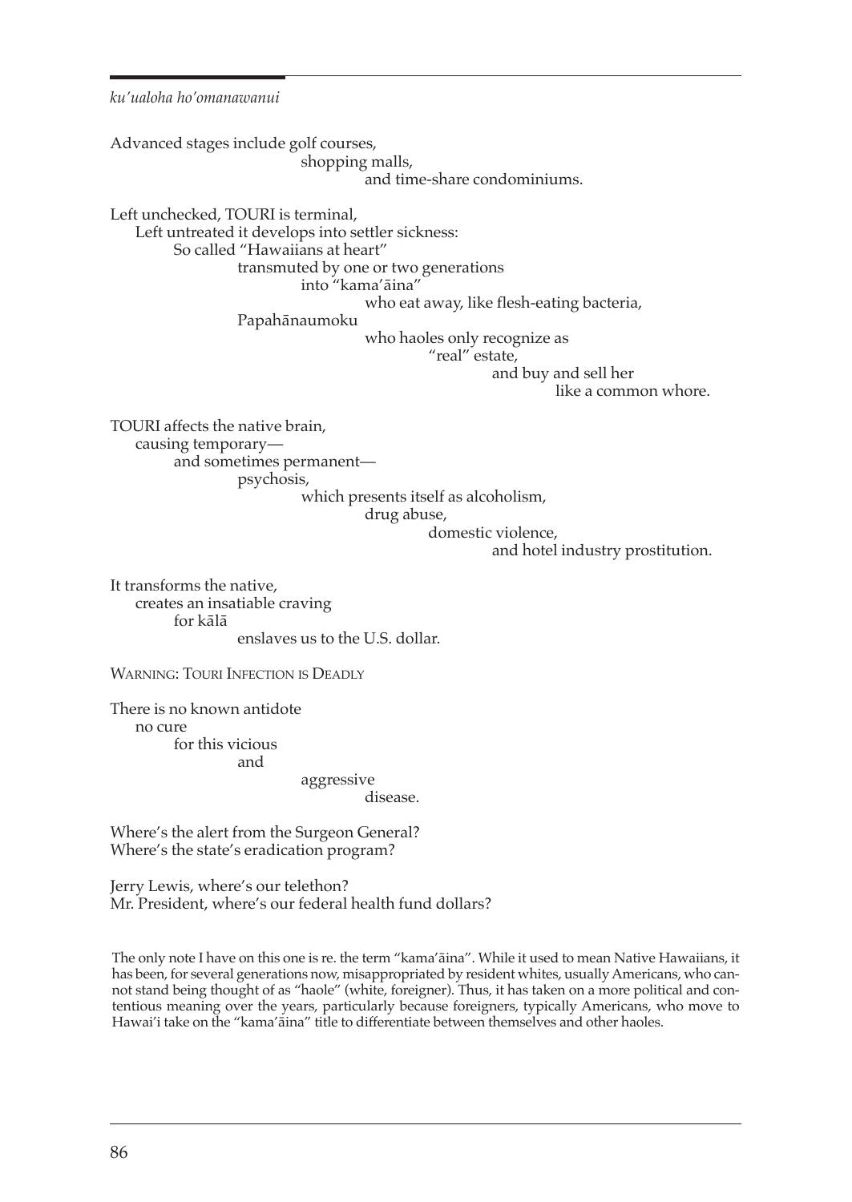Advanced stages include golf courses,
shopping malls,
and time-share condominiums.

Left unchecked, TOURI is terminal,
Left untreated it develops into settler sickness:
So called "Hawaiians at heart"
transmuted by one or two generations
into "kama'āina"
who eat away, like flesh-eating bacteria,
Papahānaumoku
who haoles only recognize as
"real" estate,
and buy and sell her
like a common whore.

TOURI affects the native brain,
causing temporary—
and sometimes permanent—
psychosis,
which presents itself as alcoholism,
drug abuse,
domestic violence,
and hotel industry prostitution.

It transforms the native,
creates an insatiable craving
for kālā
enslaves us to the U.S. dollar.

WARNING: TOURI INFECTION IS DEADLY

There is no known antidote
no cure
for this vicious
and
aggressive
disease.

Where's the alert from the Surgeon General?
Where's the state's eradication program?

Jerry Lewis, where's our telethon?
Mr. President, where's our federal health fund dollars?

The only note I have on this one is re. the term "kama'āina". While it used to mean Native Hawaiians, it has been, for several generations now, misappropriated by resident whites, usually Americans, who cannot stand being thought of as "haole" (white, foreigner). Thus, it has taken on a more political and contentious meaning over the years, particularly because foreigners, typically Americans, who move to Hawai'i take on the "kama'āina" title to differentiate between themselves and other haoles.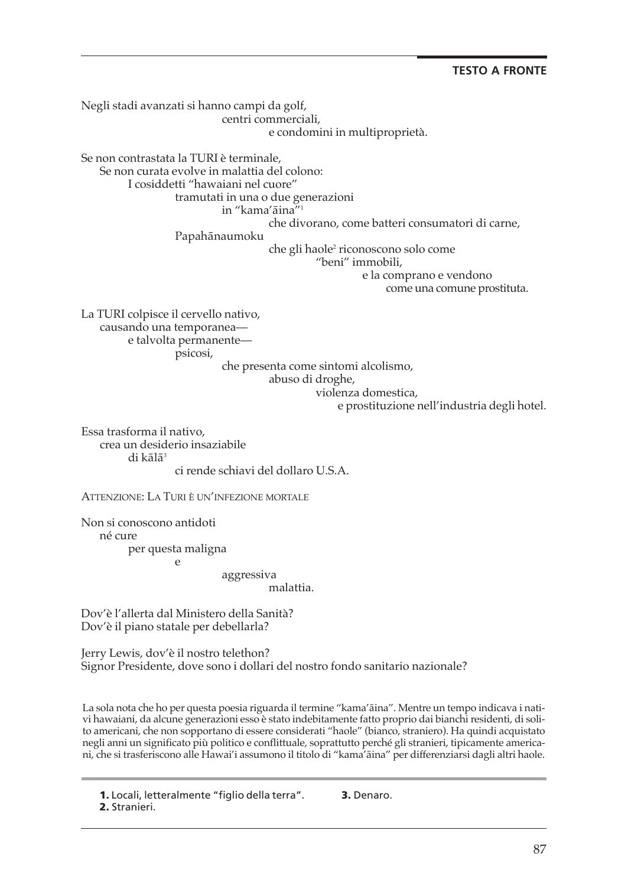Negli stadi avanzati si hanno campi da golf,
centri commerciali,
e condomini in multiproprietà.

Se non contrastata la TURI è terminale,
Se non curata evolve in malattia del colono:
I cosiddetti "hawaiani nel cuore"
tramutati in una o due generazioni
in "kama'āina"[1]
che divorano, come batteri consumatori di carne,
Papahānaumoku
che gli haole[2] riconoscono solo come
"beni" immobili,
e la comprano e vendono
come una comune prostituta.

La TURI colpisce il cervello nativo,
causando una temporanea—
e talvolta permanente—
psicosi,
che presenta come sintomi alcolismo,
abuso di droghe,
violenza domestica,
e prostituzione nell'industria degli hotel.

Essa trasforma il nativo,
crea un desiderio insaziabile
di kālā[3]
ci rende schiavi del dollaro U.S.A.

ATTENZIONE: LA TURI È UN'INFEZIONE MORTALE

Non si conoscono antidoti
né cure
per questa maligna
e
aggressiva
malattia.

Dov'è l'allerta dal Ministero della Sanità?
Dov'è il piano statale per debellarla?

Jerry Lewis, dov'è il nostro telethon?
Signor Presidente, dove sono i dollari del nostro fondo sanitario nazionale?

La sola nota che ho per questa poesia riguarda il termine "kama'āina". Mentre un tempo indicava i nativi hawaiani, da alcune generazioni esso è stato indebitamente fatto proprio dai bianchi residenti, di solito americani, che non sopportano di essere considerati "haole" (bianco, straniero). Ha quindi acquistato negli anni un significato più politico e conflittuale, soprattutto perché gli stranieri, tipicamente americani, che si trasferiscono alle Hawai'i assumono il titolo di "kama'āina" per differenziarsi dagli altri haole.

---

**1.** Locali, letteralmente "figlio della terra".
**2.** Stranieri.
**3.** Denaro.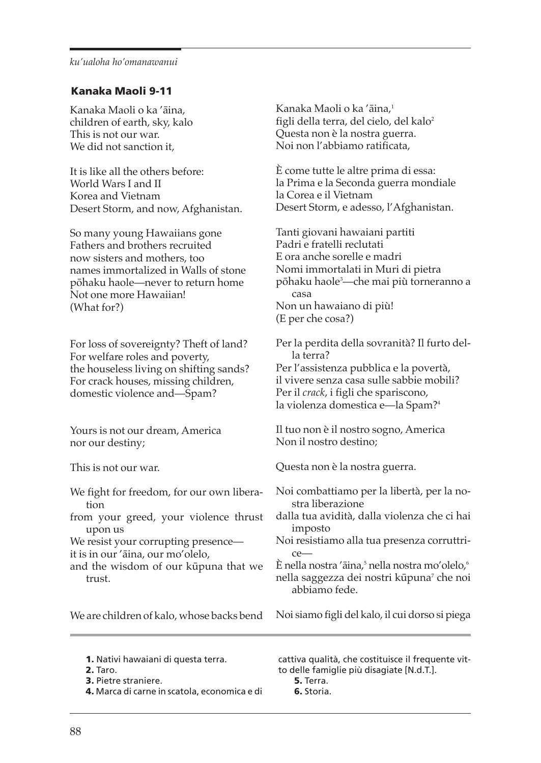### Kanaka Maoli 9-11

Kanaka Maoli o ka ʻāina,
children of earth, sky, kalo
This is not our war.
We did not sanction it,

It is like all the others before:
World Wars I and II
Korea and Vietnam
Desert Storm, and now, Afghanistan.

So many young Hawaiians gone
Fathers and brothers recruited
now sisters and mothers, too
names immortalized in Walls of stone
pōhaku haole—never to return home
Not one more Hawaiian!
(What for?)

For loss of sovereignty? Theft of land?
For welfare roles and poverty,
the houseless living on shifting sands?
For crack houses, missing children,
domestic violence and—Spam?

Yours is not our dream, America
nor our destiny;

This is not our war.

We fight for freedom, for our own liberation
from your greed, your violence thrust upon us
We resist your corrupting presence—
it is in our ʻāina, our moʻolelo,
and the wisdom of our kūpuna that we trust.

We are children of kalo, whose backs bend

Kanaka Maoli o ka ʻāina,[1]
figli della terra, del cielo, del kalo[2]
Questa non è la nostra guerra.
Noi non l'abbiamo ratificata,

È come tutte le altre prima di essa:
la Prima e la Seconda guerra mondiale
la Corea e il Vietnam
Desert Storm, e adesso, l'Afghanistan.

Tanti giovani hawaiani partiti
Padri e fratelli reclutati
E ora anche sorelle e madri
Nomi immortalati in Muri di pietra
pōhaku haole[3]—che mai più torneranno a casa
Non un hawaiano di più!
(E per che cosa?)

Per la perdita della sovranità? Il furto della terra?
Per l'assistenza pubblica e la povertà,
il vivere senza casa sulle sabbie mobili?
Per il *crack*, i figli che spariscono,
la violenza domestica e—la Spam?[4]

Il tuo non è il nostro sogno, America
Non il nostro destino;

Questa non è la nostra guerra.

Noi combattiamo per la libertà, per la nostra liberazione
dalla tua avidità, dalla violenza che ci hai imposto
Noi resistiamo alla tua presenza corruttrice—
È nella nostra ʻāina,[5] nella nostra moʻolelo,[6]
nella saggezza dei nostri kūpuna[7] che noi abbiamo fede.

Noi siamo figli del kalo, il cui dorso si piega

---

**1.** Nativi hawaiani di questa terra.
**2.** Taro.
**3.** Pietre straniere.
**4.** Marca di carne in scatola, economica e di cattiva qualità, che costituisce il frequente vitto delle famiglie più disagiate [N.d.T.].
**5.** Terra.
**6.** Storia.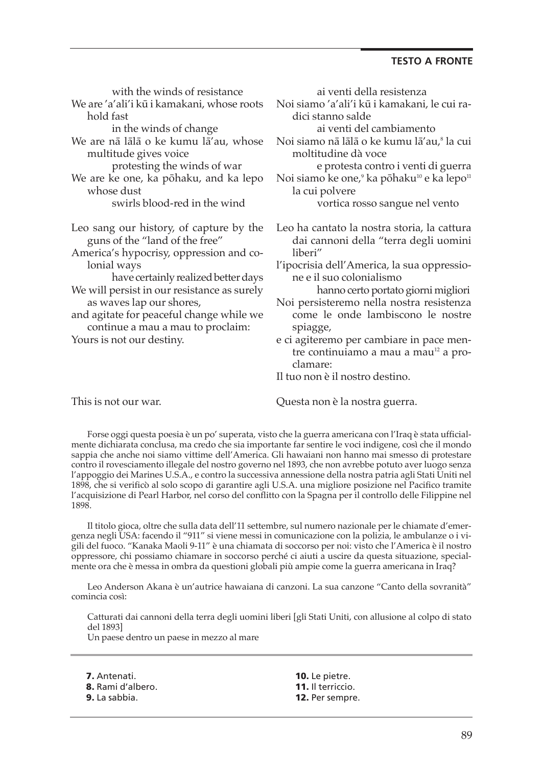with the winds of resistance
We are 'a'ali'i kū i kamakani, whose roots hold fast
in the winds of change
We are nā lālā o ke kumu lā'au, whose multitude gives voice
protesting the winds of war
We are ke one, ka pōhaku, and ka lepo whose dust
swirls blood-red in the wind

Leo sang our history, of capture by the guns of the "land of the free"
America's hypocrisy, oppression and colonial ways
have certainly realized better days
We will persist in our resistance as surely as waves lap our shores,
and agitate for peaceful change while we continue a mau a mau to proclaim:
Yours is not our destiny.

This is not our war.

ai venti della resistenza
Noi siamo 'a'ali'i kū i kamakani, le cui radici stanno salde
ai venti del cambiamento
Noi siamo nā lālā o ke kumu lā'au,[8] la cui moltitudine dà voce
e protesta contro i venti di guerra
Noi siamo ke one,[9] ka pōhaku[10] e ka lepo[11] la cui polvere
vortica rosso sangue nel vento

Leo ha cantato la nostra storia, la cattura dai cannoni della "terra degli uomini liberi"
l'ipocrisia dell'America, la sua oppressione e il suo colonialismo
hanno certo portato giorni migliori
Noi persisteremo nella nostra resistenza come le onde lambiscono le nostre spiagge,
e ci agiteremo per cambiare in pace mentre continuiamo a mau a mau[12] a proclamare:
Il tuo non è il nostro destino.

Questa non è la nostra guerra.

Forse oggi questa poesia è un po' superata, visto che la guerra americana con l'Iraq è stata ufficialmente dichiarata conclusa, ma credo che sia importante far sentire le voci indigene, così che il mondo sappia che anche noi siamo vittime dell'America. Gli hawaiani non hanno mai smesso di protestare contro il rovesciamento illegale del nostro governo nel 1893, che non avrebbe potuto aver luogo senza l'appoggio dei Marines U.S.A., e contro la successiva annessione della nostra patria agli Stati Uniti nel 1898, che si verificò al solo scopo di garantire agli U.S.A. una migliore posizione nel Pacifico tramite l'acquisizione di Pearl Harbor, nel corso del conflitto con la Spagna per il controllo delle Filippine nel 1898.

Il titolo gioca, oltre che sulla data dell'11 settembre, sul numero nazionale per le chiamate d'emergenza negli USA: facendo il "911" si viene messi in comunicazione con la polizia, le ambulanze o i vigili del fuoco. "Kanaka Maoli 9-11" è una chiamata di soccorso per noi: visto che l'America è il nostro oppressore, chi possiamo chiamare in soccorso perché ci aiuti a uscire da questa situazione, specialmente ora che è messa in ombra da questioni globali più ampie come la guerra americana in Iraq?

Leo Anderson Akana è un'autrice hawaiana di canzoni. La sua canzone "Canto della sovranità" comincia così:

> Catturati dai cannoni della terra degli uomini liberi [gli Stati Uniti, con allusione al colpo di stato del 1893]
> Un paese dentro un paese in mezzo al mare

---

**7.** Antenati.
**8.** Rami d'albero.
**9.** La sabbia.
**10.** Le pietre.
**11.** Il terriccio.
**12.** Per sempre.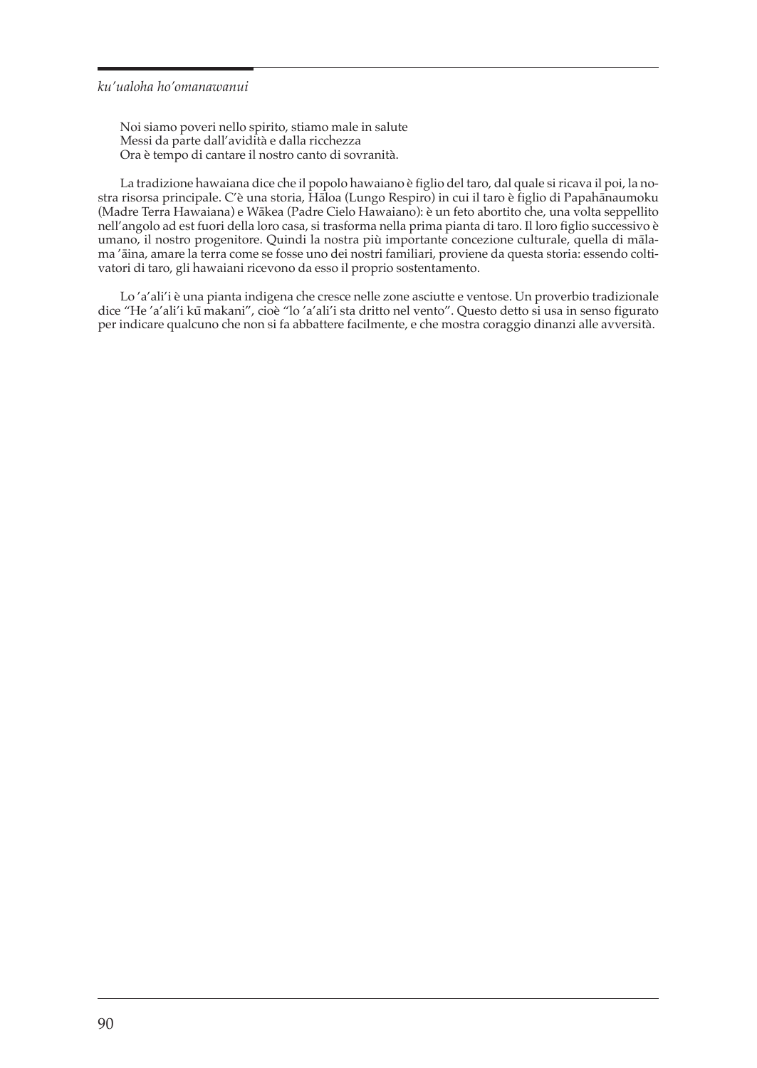Noi siamo poveri nello spirito, stiamo male in salute
Messi da parte dall'avidità e dalla ricchezza
Ora è tempo di cantare il nostro canto di sovranità.

La tradizione hawaiana dice che il popolo hawaiano è figlio del taro, dal quale si ricava il poi, la nostra risorsa principale. C'è una storia, Hāloa (Lungo Respiro) in cui il taro è figlio di Papahānaumoku (Madre Terra Hawaiana) e Wākea (Padre Cielo Hawaiano): è un feto abortito che, una volta seppellito nell'angolo ad est fuori della loro casa, si trasforma nella prima pianta di taro. Il loro figlio successivo è umano, il nostro progenitore. Quindi la nostra più importante concezione culturale, quella di mālama 'āina, amare la terra come se fosse uno dei nostri familiari, proviene da questa storia: essendo coltivatori di taro, gli hawaiani ricevono da esso il proprio sostentamento.

Lo 'a'ali'i è una pianta indigena che cresce nelle zone asciutte e ventose. Un proverbio tradizionale dice "He 'a'ali'i kū makani", cioè "lo 'a'ali'i sta dritto nel vento". Questo detto si usa in senso figurato per indicare qualcuno che non si fa abbattere facilmente, e che mostra coraggio dinanzi alle avversità.